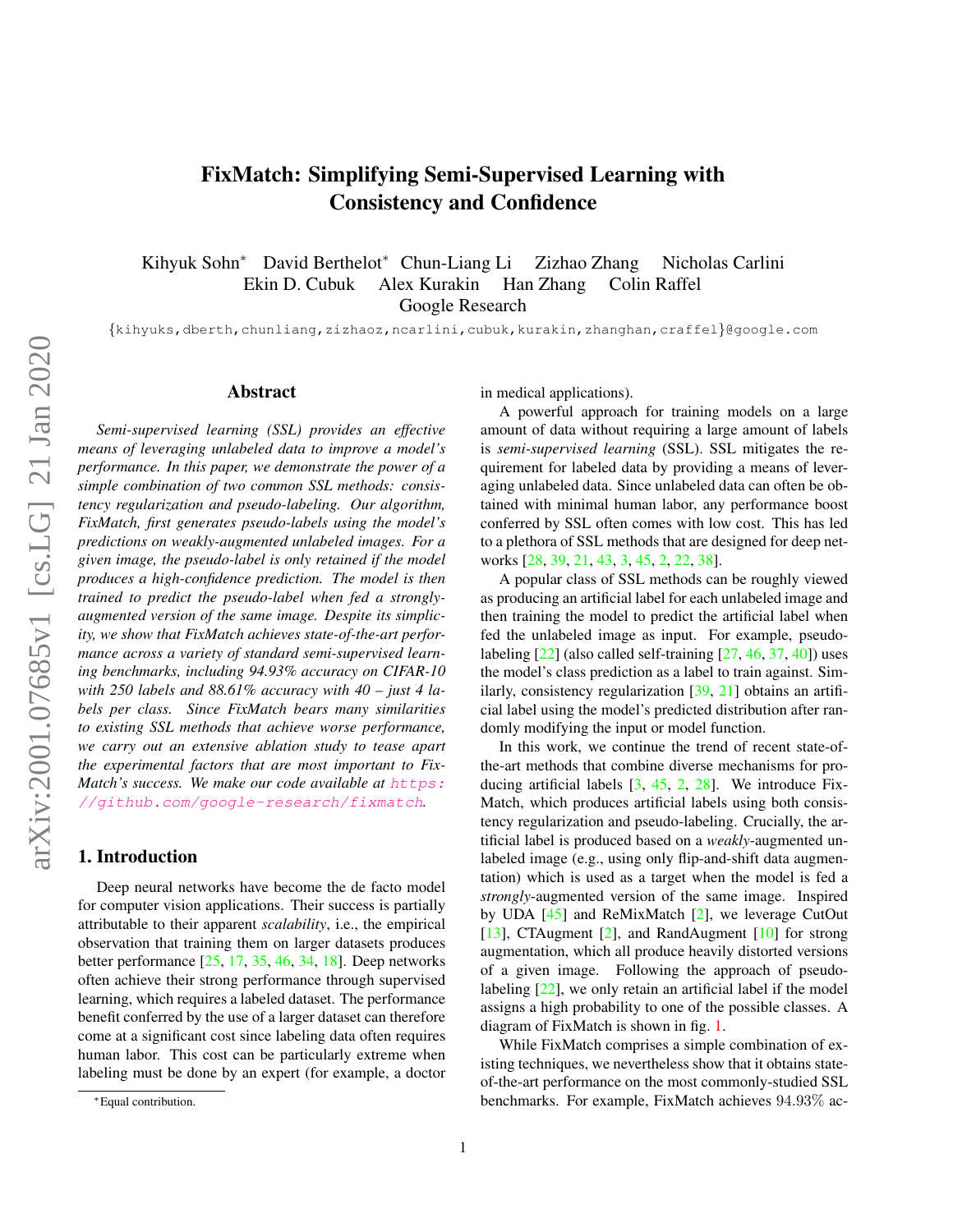# FixMatch: Simplifying Semi-Supervised Learning with Consistency and Confidence

Kihyuk Sohn* David Berthelot* Chun-Liang Li Zizhao Zhang Nicholas Carlini
Ekin D. Cubuk Alex Kurakin Han Zhang Colin Raffel
Google Research

{kihyuks,dberth,chunliang,zizhaoz,ncarlini,cubuk,kurakin,zhanghan,craffel}@google.com

## Abstract

*Semi-supervised learning (SSL) provides an effective means of leveraging unlabeled data to improve a model's performance. In this paper, we demonstrate the power of a simple combination of two common SSL methods: consistency regularization and pseudo-labeling. Our algorithm, FixMatch, first generates pseudo-labels using the model's predictions on weakly-augmented unlabeled images. For a given image, the pseudo-label is only retained if the model produces a high-confidence prediction. The model is then trained to predict the pseudo-label when fed a strongly-augmented version of the same image. Despite its simplicity, we show that FixMatch achieves state-of-the-art performance across a variety of standard semi-supervised learning benchmarks, including 94.93% accuracy on CIFAR-10 with 250 labels and 88.61% accuracy with 40 – just 4 labels per class. Since FixMatch bears many similarities to existing SSL methods that achieve worse performance, we carry out an extensive ablation study to tease apart the experimental factors that are most important to FixMatch's success. We make our code available at https://github.com/google-research/fixmatch.*

## 1. Introduction

Deep neural networks have become the de facto model for computer vision applications. Their success is partially attributable to their apparent *scalability*, i.e., the empirical observation that training them on larger datasets produces better performance [25, 17, 35, 46, 34, 18]. Deep networks often achieve their strong performance through supervised learning, which requires a labeled dataset. The performance benefit conferred by the use of a larger dataset can therefore come at a significant cost since labeling data often requires human labor. This cost can be particularly extreme when labeling must be done by an expert (for example, a doctor in medical applications).

A powerful approach for training models on a large amount of data without requiring a large amount of labels is *semi-supervised learning* (SSL). SSL mitigates the requirement for labeled data by providing a means of leveraging unlabeled data. Since unlabeled data can often be obtained with minimal human labor, any performance boost conferred by SSL often comes with low cost. This has led to a plethora of SSL methods that are designed for deep networks [28, 39, 21, 43, 3, 45, 2, 22, 38].

A popular class of SSL methods can be roughly viewed as producing an artificial label for each unlabeled image and then training the model to predict the artificial label when fed the unlabeled image as input. For example, pseudo-labeling [22] (also called self-training [27, 46, 37, 40]) uses the model's class prediction as a label to train against. Similarly, consistency regularization [39, 21] obtains an artificial label using the model's predicted distribution after randomly modifying the input or model function.

In this work, we continue the trend of recent state-of-the-art methods that combine diverse mechanisms for producing artificial labels [3, 45, 2, 28]. We introduce FixMatch, which produces artificial labels using both consistency regularization and pseudo-labeling. Crucially, the artificial label is produced based on a *weakly*-augmented unlabeled image (e.g., using only flip-and-shift data augmentation) which is used as a target when the model is fed a *strongly*-augmented version of the same image. Inspired by UDA [45] and ReMixMatch [2], we leverage CutOut [13], CTAugment [2], and RandAugment [10] for strong augmentation, which all produce heavily distorted versions of a given image. Following the approach of pseudo-labeling [22], we only retain an artificial label if the model assigns a high probability to one of the possible classes. A diagram of FixMatch is shown in fig. 1.

While FixMatch comprises a simple combination of existing techniques, we nevertheless show that it obtains state-of-the-art performance on the most commonly-studied SSL benchmarks. For example, FixMatch achieves 94.93% ac-

*Equal contribution.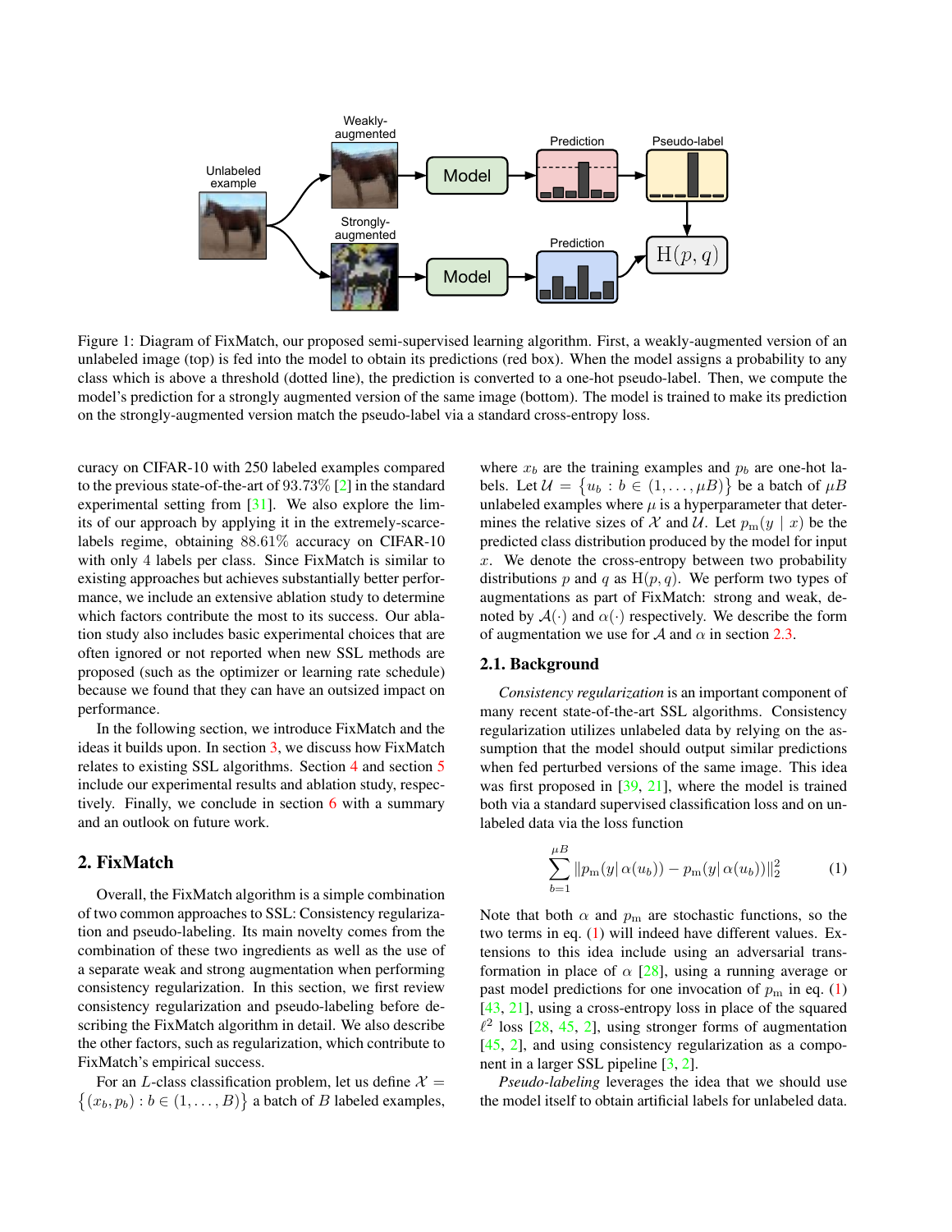Figure 1: Diagram of FixMatch, our proposed semi-supervised learning algorithm. First, a weakly-augmented version of an unlabeled image (top) is fed into the model to obtain its predictions (red box). When the model assigns a probability to any class which is above a threshold (dotted line), the prediction is converted to a one-hot pseudo-label. Then, we compute the model's prediction for a strongly augmented version of the same image (bottom). The model is trained to make its prediction on the strongly-augmented version match the pseudo-label via a standard cross-entropy loss.

curacy on CIFAR-10 with 250 labeled examples compared to the previous state-of-the-art of $93.73\%$ [2] in the standard experimental setting from [31]. We also explore the limits of our approach by applying it in the extremely-scarce-labels regime, obtaining $88.61\%$ accuracy on CIFAR-10 with only 4 labels per class. Since FixMatch is similar to existing approaches but achieves substantially better performance, we include an extensive ablation study to determine which factors contribute the most to its success. Our ablation study also includes basic experimental choices that are often ignored or not reported when new SSL methods are proposed (such as the optimizer or learning rate schedule) because we found that they can have an outsized impact on performance.

In the following section, we introduce FixMatch and the ideas it builds upon. In section 3, we discuss how FixMatch relates to existing SSL algorithms. Section 4 and section 5 include our experimental results and ablation study, respectively. Finally, we conclude in section 6 with a summary and an outlook on future work.

## 2. FixMatch

Overall, the FixMatch algorithm is a simple combination of two common approaches to SSL: Consistency regularization and pseudo-labeling. Its main novelty comes from the combination of these two ingredients as well as the use of a separate weak and strong augmentation when performing consistency regularization. In this section, we first review consistency regularization and pseudo-labeling before describing the FixMatch algorithm in detail. We also describe the other factors, such as regularization, which contribute to FixMatch's empirical success.

For an $L$-class classification problem, let us define $\mathcal{X} = \big\{(x_b, p_b) : b \in (1, \dots, B)\big\}$ a batch of $B$ labeled examples, where $x_b$ are the training examples and $p_b$ are one-hot labels. Let $\mathcal{U} = \big\{u_b : b \in (1, \dots, \mu B)\big\}$ be a batch of $\mu B$ unlabeled examples where $\mu$ is a hyperparameter that determines the relative sizes of $\mathcal{X}$ and $\mathcal{U}$. Let $p_{\mathrm{m}}(y \mid x)$ be the predicted class distribution produced by the model for input $x$. We denote the cross-entropy between two probability distributions $p$ and $q$ as $\mathrm{H}(p, q)$. We perform two types of augmentations as part of FixMatch: strong and weak, denoted by $\mathcal{A}(\cdot)$ and $\alpha(\cdot)$ respectively. We describe the form of augmentation we use for $\mathcal{A}$ and $\alpha$ in section 2.3.

### 2.1. Background

*Consistency regularization* is an important component of many recent state-of-the-art SSL algorithms. Consistency regularization utilizes unlabeled data by relying on the assumption that the model should output similar predictions when fed perturbed versions of the same image. This idea was first proposed in [39, 21], where the model is trained both via a standard supervised classification loss and on unlabeled data via the loss function

$$\sum_{b=1}^{\mu B} \left\| p_{\mathrm{m}}(y \,|\, \alpha(u_b)) - p_{\mathrm{m}}(y \,|\, \alpha(u_b)) \right\|_2^2 \tag{1}$$

Note that both $\alpha$ and $p_{\mathrm{m}}$ are stochastic functions, so the two terms in eq. (1) will indeed have different values. Extensions to this idea include using an adversarial transformation in place of $\alpha$ [28], using a running average or past model predictions for one invocation of $p_{\mathrm{m}}$ in eq. (1) [43, 21], using a cross-entropy loss in place of the squared $\ell^2$ loss [28, 45, 2], using stronger forms of augmentation [45, 2], and using consistency regularization as a component in a larger SSL pipeline [3, 2].

*Pseudo-labeling* leverages the idea that we should use the model itself to obtain artificial labels for unlabeled data.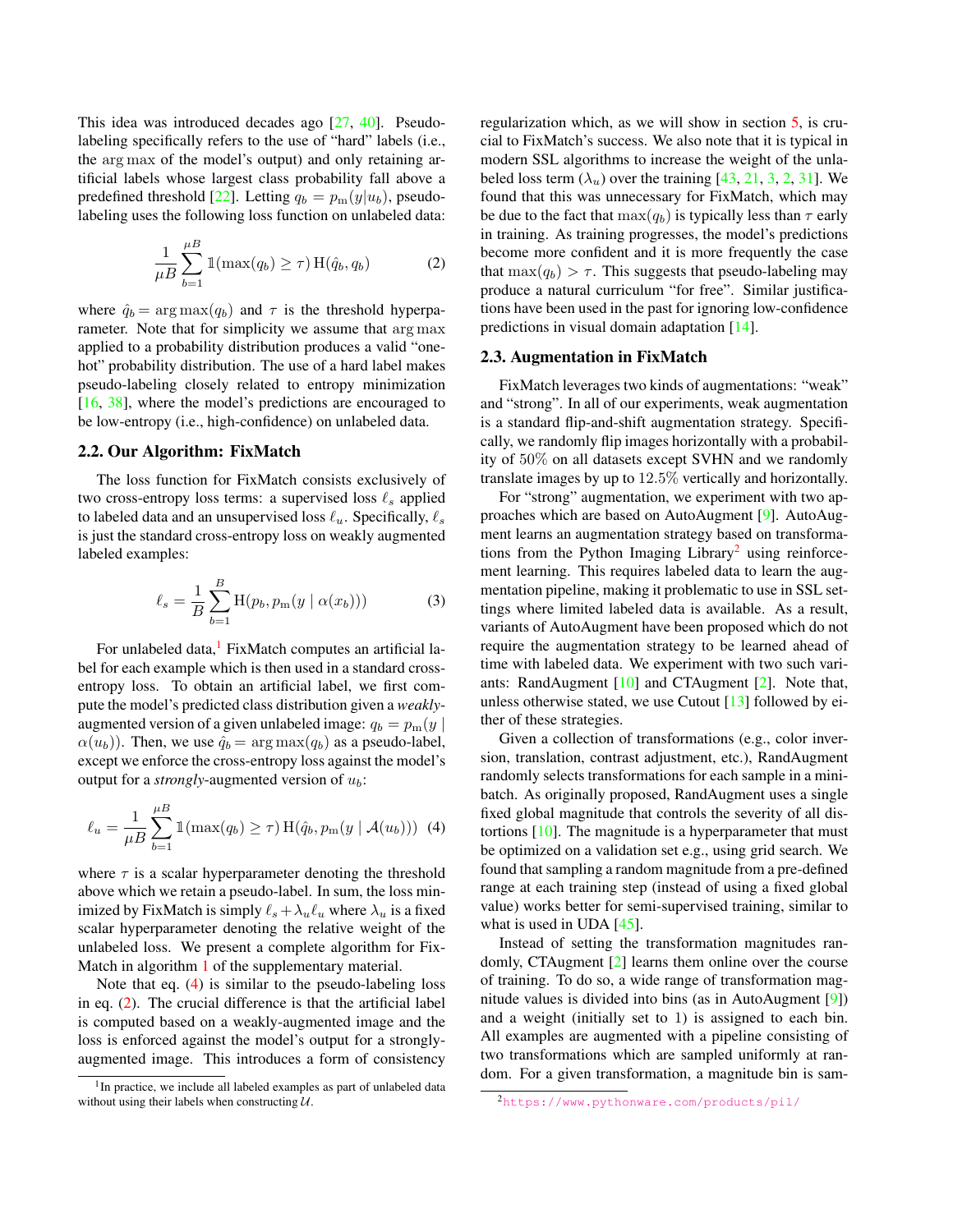This idea was introduced decades ago [27, 40]. Pseudo-labeling specifically refers to the use of "hard" labels (i.e., the $\arg\max$ of the model's output) and only retaining artificial labels whose largest class probability fall above a predefined threshold [22]. Letting $q_b = p_{\rm m}(y|u_b)$, pseudo-labeling uses the following loss function on unlabeled data:

$$\frac{1}{\mu B}\sum_{b=1}^{\mu B} \mathbb{1}(\max(q_b) \geq \tau)\, \mathrm{H}(\hat{q}_b, q_b) \tag{2}$$

where $\hat{q}_b = \arg\max(q_b)$ and $\tau$ is the threshold hyperparameter. Note that for simplicity we assume that $\arg\max$ applied to a probability distribution produces a valid "one-hot" probability distribution. The use of a hard label makes pseudo-labeling closely related to entropy minimization [16, 38], where the model's predictions are encouraged to be low-entropy (i.e., high-confidence) on unlabeled data.

## 2.2. Our Algorithm: FixMatch

The loss function for FixMatch consists exclusively of two cross-entropy loss terms: a supervised loss $\ell_s$ applied to labeled data and an unsupervised loss $\ell_u$. Specifically, $\ell_s$ is just the standard cross-entropy loss on weakly augmented labeled examples:

$$\ell_s = \frac{1}{B}\sum_{b=1}^{B} \mathrm{H}(p_b, p_{\rm m}(y \mid \alpha(x_b))) \tag{3}$$

For unlabeled data,[1] FixMatch computes an artificial label for each example which is then used in a standard cross-entropy loss. To obtain an artificial label, we first compute the model's predicted class distribution given a *weakly*-augmented version of a given unlabeled image: $q_b = p_{\rm m}(y \mid \alpha(u_b))$. Then, we use $\hat{q}_b = \arg\max(q_b)$ as a pseudo-label, except we enforce the cross-entropy loss against the model's output for a *strongly*-augmented version of $u_b$:

$$\ell_u = \frac{1}{\mu B}\sum_{b=1}^{\mu B} \mathbb{1}(\max(q_b) \geq \tau)\, \mathrm{H}(\hat{q}_b, p_{\rm m}(y \mid \mathcal{A}(u_b))) \tag{4}$$

where $\tau$ is a scalar hyperparameter denoting the threshold above which we retain a pseudo-label. In sum, the loss minimized by FixMatch is simply $\ell_s + \lambda_u \ell_u$ where $\lambda_u$ is a fixed scalar hyperparameter denoting the relative weight of the unlabeled loss. We present a complete algorithm for FixMatch in algorithm 1 of the supplementary material.

Note that eq. (4) is similar to the pseudo-labeling loss in eq. (2). The crucial difference is that the artificial label is computed based on a weakly-augmented image and the loss is enforced against the model's output for a strongly-augmented image. This introduces a form of consistency regularization which, as we will show in section 5, is crucial to FixMatch's success. We also note that it is typical in modern SSL algorithms to increase the weight of the unlabeled loss term ($\lambda_u$) over the training [43, 21, 3, 2, 31]. We found that this was unnecessary for FixMatch, which may be due to the fact that $\max(q_b)$ is typically less than $\tau$ early in training. As training progresses, the model's predictions become more confident and it is more frequently the case that $\max(q_b) > \tau$. This suggests that pseudo-labeling may produce a natural curriculum "for free". Similar justifications have been used in the past for ignoring low-confidence predictions in visual domain adaptation [14].

[1] In practice, we include all labeled examples as part of unlabeled data without using their labels when constructing $\mathcal{U}$.

## 2.3. Augmentation in FixMatch

FixMatch leverages two kinds of augmentations: "weak" and "strong". In all of our experiments, weak augmentation is a standard flip-and-shift augmentation strategy. Specifically, we randomly flip images horizontally with a probability of $50\%$ on all datasets except SVHN and we randomly translate images by up to $12.5\%$ vertically and horizontally.

For "strong" augmentation, we experiment with two approaches which are based on AutoAugment [9]. AutoAugment learns an augmentation strategy based on transformations from the Python Imaging Library[2] using reinforcement learning. This requires labeled data to learn the augmentation pipeline, making it problematic to use in SSL settings where limited labeled data is available. As a result, variants of AutoAugment have been proposed which do not require the augmentation strategy to be learned ahead of time with labeled data. We experiment with two such variants: RandAugment [10] and CTAugment [2]. Note that, unless otherwise stated, we use Cutout [13] followed by either of these strategies.

Given a collection of transformations (e.g., color inversion, translation, contrast adjustment, etc.), RandAugment randomly selects transformations for each sample in a minibatch. As originally proposed, RandAugment uses a single fixed global magnitude that controls the severity of all distortions [10]. The magnitude is a hyperparameter that must be optimized on a validation set e.g., using grid search. We found that sampling a random magnitude from a pre-defined range at each training step (instead of using a fixed global value) works better for semi-supervised training, similar to what is used in UDA [45].

Instead of setting the transformation magnitudes randomly, CTAugment [2] learns them online over the course of training. To do so, a wide range of transformation magnitude values is divided into bins (as in AutoAugment [9]) and a weight (initially set to 1) is assigned to each bin. All examples are augmented with a pipeline consisting of two transformations which are sampled uniformly at random. For a given transformation, a magnitude bin is sam-

[2] https://www.pythonware.com/products/pil/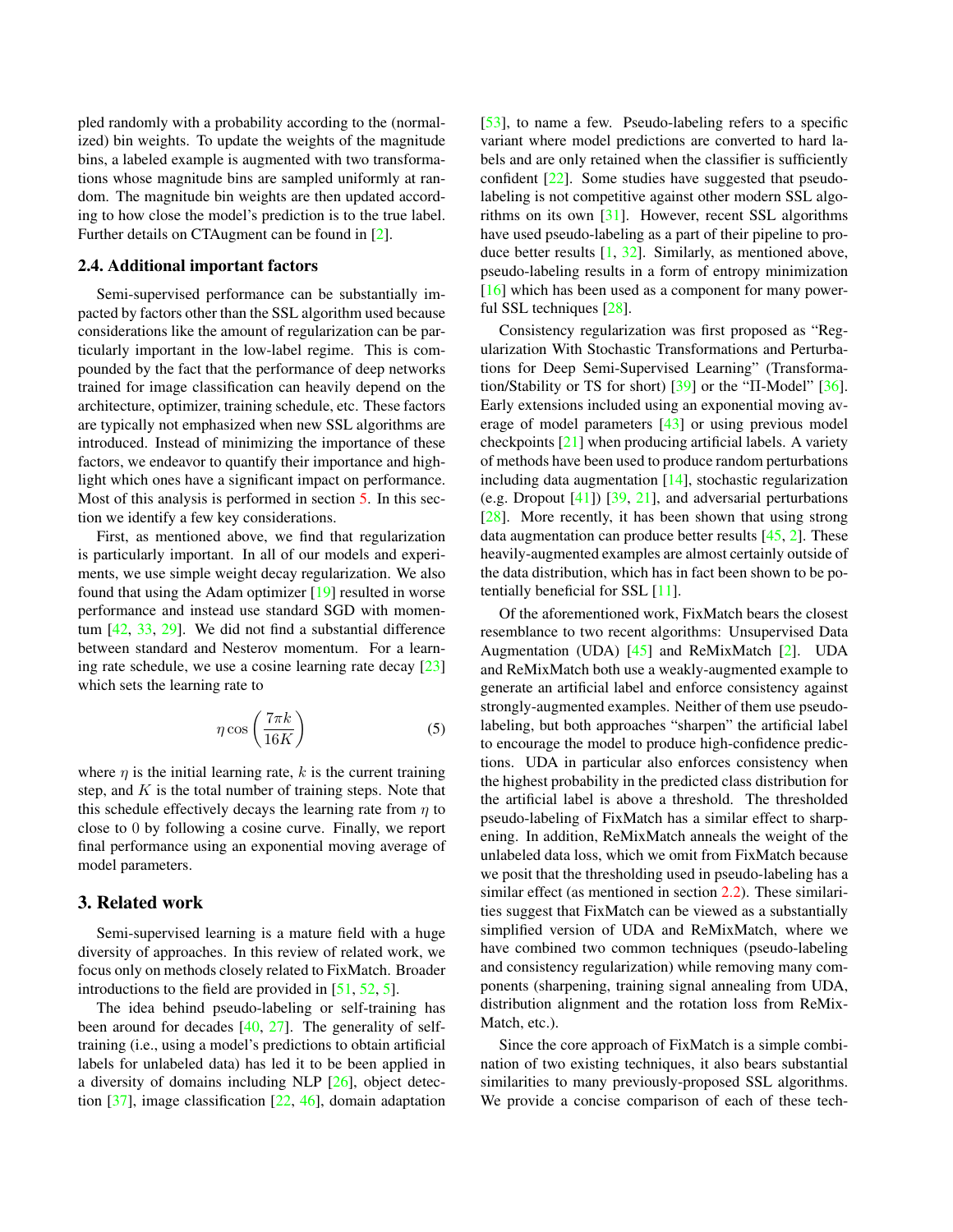pled randomly with a probability according to the (normalized) bin weights. To update the weights of the magnitude bins, a labeled example is augmented with two transformations whose magnitude bins are sampled uniformly at random. The magnitude bin weights are then updated according to how close the model's prediction is to the true label. Further details on CTAugment can be found in [2].

### 2.4. Additional important factors

Semi-supervised performance can be substantially impacted by factors other than the SSL algorithm used because considerations like the amount of regularization can be particularly important in the low-label regime. This is compounded by the fact that the performance of deep networks trained for image classification can heavily depend on the architecture, optimizer, training schedule, etc. These factors are typically not emphasized when new SSL algorithms are introduced. Instead of minimizing the importance of these factors, we endeavor to quantify their importance and highlight which ones have a significant impact on performance. Most of this analysis is performed in section 5. In this section we identify a few key considerations.

First, as mentioned above, we find that regularization is particularly important. In all of our models and experiments, we use simple weight decay regularization. We also found that using the Adam optimizer [19] resulted in worse performance and instead use standard SGD with momentum [42, 33, 29]. We did not find a substantial difference between standard and Nesterov momentum. For a learning rate schedule, we use a cosine learning rate decay [23] which sets the learning rate to

$$\eta \cos\left(\frac{7\pi k}{16K}\right) \tag{5}$$

where $\eta$ is the initial learning rate, $k$ is the current training step, and $K$ is the total number of training steps. Note that this schedule effectively decays the learning rate from $\eta$ to close to 0 by following a cosine curve. Finally, we report final performance using an exponential moving average of model parameters.

## 3. Related work

Semi-supervised learning is a mature field with a huge diversity of approaches. In this review of related work, we focus only on methods closely related to FixMatch. Broader introductions to the field are provided in [51, 52, 5].

The idea behind pseudo-labeling or self-training has been around for decades [40, 27]. The generality of self-training (i.e., using a model's predictions to obtain artificial labels for unlabeled data) has led it to be applied in a diversity of domains including NLP [26], object detection [37], image classification [22, 46], domain adaptation [53], to name a few. Pseudo-labeling refers to a specific variant where model predictions are converted to hard labels and are only retained when the classifier is sufficiently confident [22]. Some studies have suggested that pseudo-labeling is not competitive against other modern SSL algorithms on its own [31]. However, recent SSL algorithms have used pseudo-labeling as a part of their pipeline to produce better results [1, 32]. Similarly, as mentioned above, pseudo-labeling results in a form of entropy minimization [16] which has been used as a component for many powerful SSL techniques [28].

Consistency regularization was first proposed as "Regularization With Stochastic Transformations and Perturbations for Deep Semi-Supervised Learning" (Transformation/Stability or TS for short) [39] or the "Π-Model" [36]. Early extensions included using an exponential moving average of model parameters [43] or using previous model checkpoints [21] when producing artificial labels. A variety of methods have been used to produce random perturbations including data augmentation [14], stochastic regularization (e.g. Dropout [41]) [39, 21], and adversarial perturbations [28]. More recently, it has been shown that using strong data augmentation can produce better results [45, 2]. These heavily-augmented examples are almost certainly outside of the data distribution, which has in fact been shown to be potentially beneficial for SSL [11].

Of the aforementioned work, FixMatch bears the closest resemblance to two recent algorithms: Unsupervised Data Augmentation (UDA) [45] and ReMixMatch [2]. UDA and ReMixMatch both use a weakly-augmented example to generate an artificial label and enforce consistency against strongly-augmented examples. Neither of them use pseudo-labeling, but both approaches "sharpen" the artificial label to encourage the model to produce high-confidence predictions. UDA in particular also enforces consistency when the highest probability in the predicted class distribution for the artificial label is above a threshold. The thresholded pseudo-labeling of FixMatch has a similar effect to sharpening. In addition, ReMixMatch anneals the weight of the unlabeled data loss, which we omit from FixMatch because we posit that the thresholding used in pseudo-labeling has a similar effect (as mentioned in section 2.2). These similarities suggest that FixMatch can be viewed as a substantially simplified version of UDA and ReMixMatch, where we have combined two common techniques (pseudo-labeling and consistency regularization) while removing many components (sharpening, training signal annealing from UDA, distribution alignment and the rotation loss from ReMixMatch, etc.).

Since the core approach of FixMatch is a simple combination of two existing techniques, it also bears substantial similarities to many previously-proposed SSL algorithms. We provide a concise comparison of each of these tech-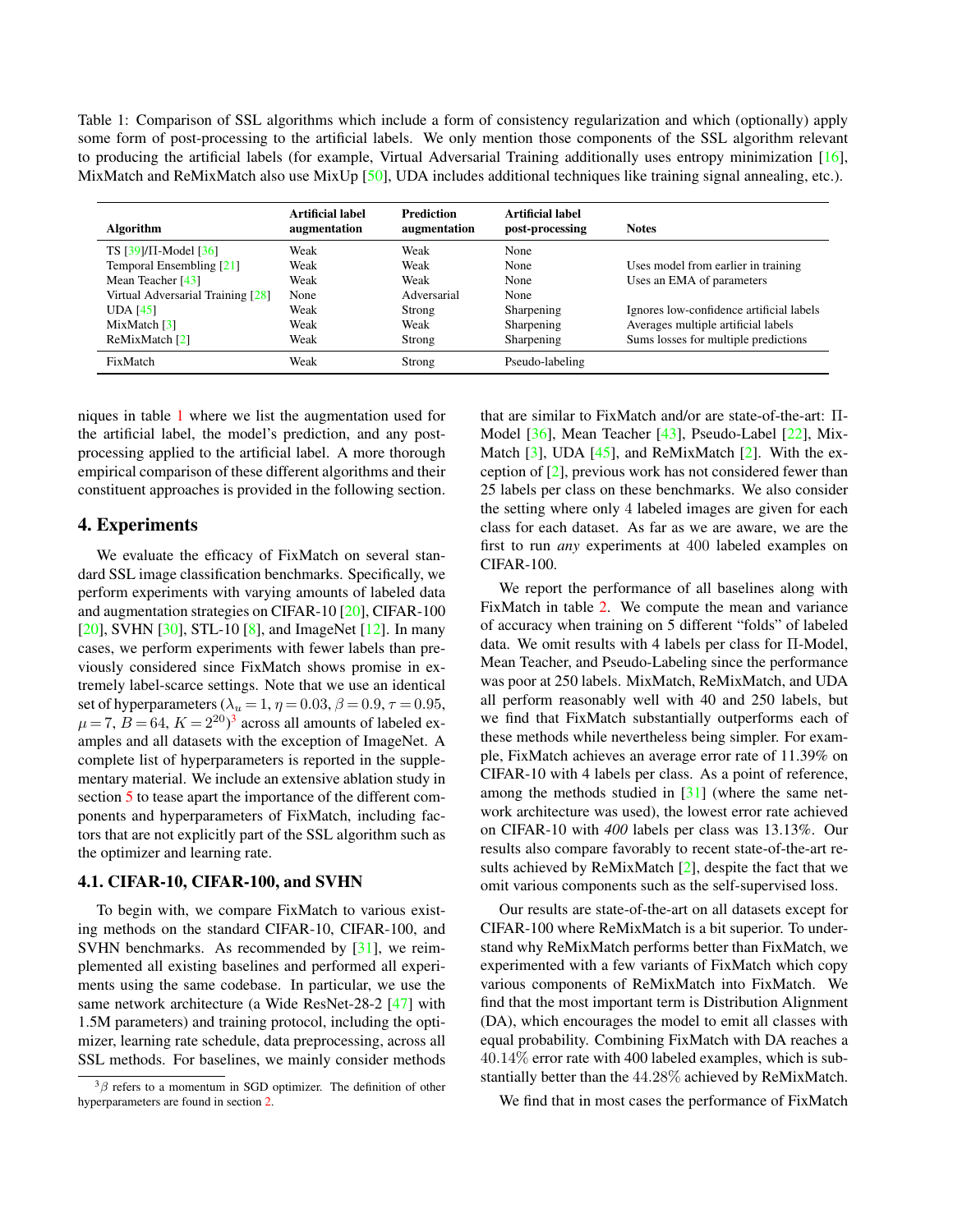Table 1: Comparison of SSL algorithms which include a form of consistency regularization and which (optionally) apply some form of post-processing to the artificial labels. We only mention those components of the SSL algorithm relevant to producing the artificial labels (for example, Virtual Adversarial Training additionally uses entropy minimization [16], MixMatch and ReMixMatch also use MixUp [50], UDA includes additional techniques like training signal annealing, etc.).

| Algorithm | Artificial label augmentation | Prediction augmentation | Artificial label post-processing | Notes |
|---|---|---|---|---|
| TS [39]/Π-Model [36] | Weak | Weak | None | |
| Temporal Ensembling [21] | Weak | Weak | None | Uses model from earlier in training |
| Mean Teacher [43] | Weak | Weak | None | Uses an EMA of parameters |
| Virtual Adversarial Training [28] | None | Adversarial | None | |
| UDA [45] | Weak | Strong | Sharpening | Ignores low-confidence artificial labels |
| MixMatch [3] | Weak | Weak | Sharpening | Averages multiple artificial labels |
| ReMixMatch [2] | Weak | Strong | Sharpening | Sums losses for multiple predictions |
| FixMatch | Weak | Strong | Pseudo-labeling | |

niques in table 1 where we list the augmentation used for the artificial label, the model's prediction, and any post-processing applied to the artificial label. A more thorough empirical comparison of these different algorithms and their constituent approaches is provided in the following section.

# 4. Experiments

We evaluate the efficacy of FixMatch on several standard SSL image classification benchmarks. Specifically, we perform experiments with varying amounts of labeled data and augmentation strategies on CIFAR-10 [20], CIFAR-100 [20], SVHN [30], STL-10 [8], and ImageNet [12]. In many cases, we perform experiments with fewer labels than previously considered since FixMatch shows promise in extremely label-scarce settings. Note that we use an identical set of hyperparameters ($\lambda_u = 1, \eta = 0.03, \beta = 0.9, \tau = 0.95, \mu = 7, B = 64, K = 2^{20}$)[3] across all amounts of labeled examples and all datasets with the exception of ImageNet. A complete list of hyperparameters is reported in the supplementary material. We include an extensive ablation study in section 5 to tease apart the importance of the different components and hyperparameters of FixMatch, including factors that are not explicitly part of the SSL algorithm such as the optimizer and learning rate.

## 4.1. CIFAR-10, CIFAR-100, and SVHN

To begin with, we compare FixMatch to various existing methods on the standard CIFAR-10, CIFAR-100, and SVHN benchmarks. As recommended by [31], we reimplemented all existing baselines and performed all experiments using the same codebase. In particular, we use the same network architecture (a Wide ResNet-28-2 [47] with 1.5M parameters) and training protocol, including the optimizer, learning rate schedule, data preprocessing, across all SSL methods. For baselines, we mainly consider methods that are similar to FixMatch and/or are state-of-the-art: Π-Model [36], Mean Teacher [43], Pseudo-Label [22], MixMatch [3], UDA [45], and ReMixMatch [2]. With the exception of [2], previous work has not considered fewer than 25 labels per class on these benchmarks. We also consider the setting where only 4 labeled images are given for each class for each dataset. As far as we are aware, we are the first to run *any* experiments at 400 labeled examples on CIFAR-100.

We report the performance of all baselines along with FixMatch in table 2. We compute the mean and variance of accuracy when training on 5 different "folds" of labeled data. We omit results with 4 labels per class for Π-Model, Mean Teacher, and Pseudo-Labeling since the performance was poor at 250 labels. MixMatch, ReMixMatch, and UDA all perform reasonably well with 40 and 250 labels, but we find that FixMatch substantially outperforms each of these methods while nevertheless being simpler. For example, FixMatch achieves an average error rate of 11.39% on CIFAR-10 with 4 labels per class. As a point of reference, among the methods studied in [31] (where the same network architecture was used), the lowest error rate achieved on CIFAR-10 with *400* labels per class was 13.13%. Our results also compare favorably to recent state-of-the-art results achieved by ReMixMatch [2], despite the fact that we omit various components such as the self-supervised loss.

Our results are state-of-the-art on all datasets except for CIFAR-100 where ReMixMatch is a bit superior. To understand why ReMixMatch performs better than FixMatch, we experimented with a few variants of FixMatch which copy various components of ReMixMatch into FixMatch. We find that the most important term is Distribution Alignment (DA), which encourages the model to emit all classes with equal probability. Combining FixMatch with DA reaches a $40.14\%$ error rate with 400 labeled examples, which is substantially better than the $44.28\%$ achieved by ReMixMatch.

We find that in most cases the performance of FixMatch

[3] $\beta$ refers to a momentum in SGD optimizer. The definition of other hyperparameters are found in section 2.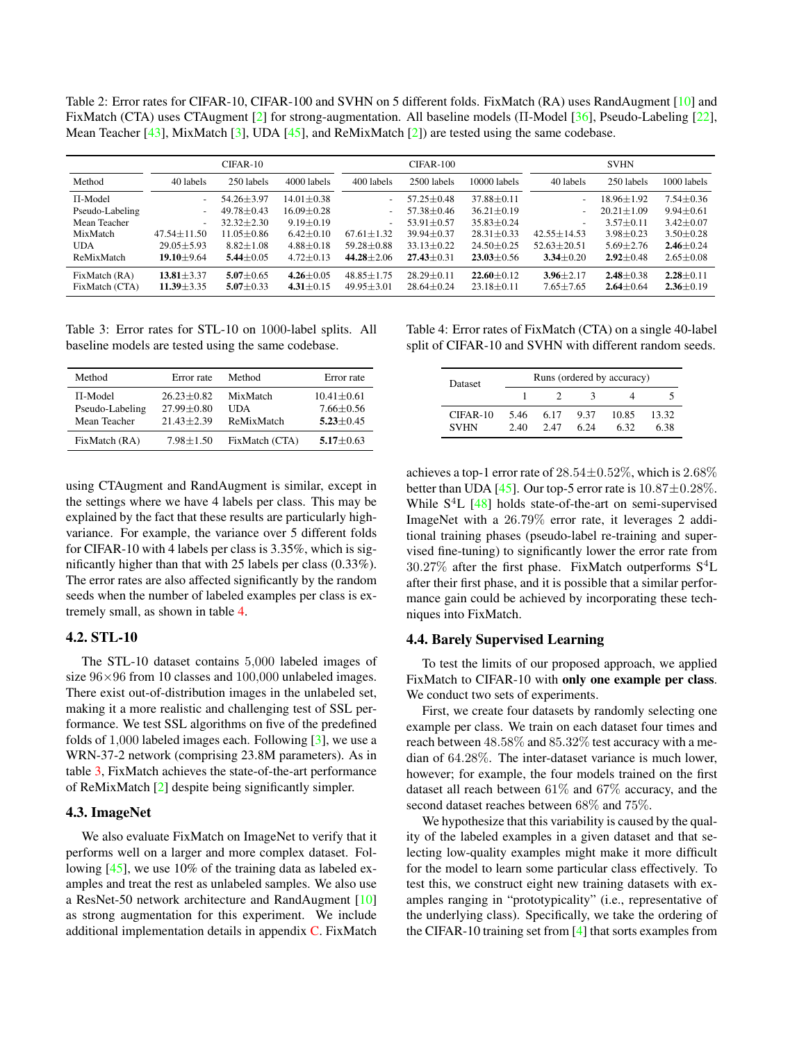Table 2: Error rates for CIFAR-10, CIFAR-100 and SVHN on 5 different folds. FixMatch (RA) uses RandAugment [10] and FixMatch (CTA) uses CTAugment [2] for strong-augmentation. All baseline models (Π-Model [36], Pseudo-Labeling [22], Mean Teacher [43], MixMatch [3], UDA [45], and ReMixMatch [2]) are tested using the same codebase.

| | CIFAR-10 | | | CIFAR-100 | | | SVHN | | |
|---|---|---|---|---|---|---|---|---|---|
| Method | 40 labels | 250 labels | 4000 labels | 400 labels | 2500 labels | 10000 labels | 40 labels | 250 labels | 1000 labels |
| Π-Model | - | 54.26±3.97 | 14.01±0.38 | - | 57.25±0.48 | 37.88±0.11 | - | 18.96±1.92 | 7.54±0.36 |
| Pseudo-Labeling | - | 49.78±0.43 | 16.09±0.28 | - | 57.38±0.46 | 36.21±0.19 | - | 20.21±1.09 | 9.94±0.61 |
| Mean Teacher | - | 32.32±2.30 | 9.19±0.19 | - | 53.91±0.57 | 35.83±0.24 | - | 3.57±0.11 | 3.42±0.07 |
| MixMatch | 47.54±11.50 | 11.05±0.86 | 6.42±0.10 | 67.61±1.32 | 39.94±0.37 | 28.31±0.33 | 42.55±14.53 | 3.98±0.23 | 3.50±0.28 |
| UDA | 29.05±5.93 | 8.82±1.08 | 4.88±0.18 | 59.28±0.88 | 33.13±0.22 | 24.50±0.25 | 52.63±20.51 | 5.69±2.76 | **2.46**±0.24 |
| ReMixMatch | **19.10**±9.64 | **5.44**±0.05 | 4.72±0.13 | **44.28**±2.06 | **27.43**±0.31 | **23.03**±0.56 | **3.34**±0.20 | **2.92**±0.48 | 2.65±0.08 |
| FixMatch (RA) | **13.81**±3.37 | **5.07**±0.65 | **4.26**±0.05 | 48.85±1.75 | 28.29±0.11 | **22.60**±0.12 | **3.96**±2.17 | **2.48**±0.38 | **2.28**±0.11 |
| FixMatch (CTA) | **11.39**±3.35 | **5.07**±0.33 | **4.31**±0.15 | 49.95±3.01 | 28.64±0.24 | 23.18±0.11 | 7.65±7.65 | **2.64**±0.64 | **2.36**±0.19 |

Table 3: Error rates for STL-10 on 1000-label splits. All baseline models are tested using the same codebase.

| Method | Error rate | Method | Error rate |
|---|---|---|---|
| Π-Model | 26.23±0.82 | MixMatch | 10.41±0.61 |
| Pseudo-Labeling | 27.99±0.80 | UDA | 7.66±0.56 |
| Mean Teacher | 21.43±2.39 | ReMixMatch | **5.23**±0.45 |
| FixMatch (RA) | 7.98±1.50 | FixMatch (CTA) | **5.17**±0.63 |

Table 4: Error rates of FixMatch (CTA) on a single 40-label split of CIFAR-10 and SVHN with different random seeds.

| Dataset | Runs (ordered by accuracy) | | | | |
|---|---|---|---|---|---|
| | 1 | 2 | 3 | 4 | 5 |
| CIFAR-10 | 5.46 | 6.17 | 9.37 | 10.85 | 13.32 |
| SVHN | 2.40 | 2.47 | 6.24 | 6.32 | 6.38 |

using CTAugment and RandAugment is similar, except in the settings where we have 4 labels per class. This may be explained by the fact that these results are particularly high-variance. For example, the variance over 5 different folds for CIFAR-10 with 4 labels per class is 3.35%, which is significantly higher than that with 25 labels per class (0.33%). The error rates are also affected significantly by the random seeds when the number of labeled examples per class is extremely small, as shown in table 4.

### 4.2. STL-10

The STL-10 dataset contains 5,000 labeled images of size $96 \times 96$ from 10 classes and 100,000 unlabeled images. There exist out-of-distribution images in the unlabeled set, making it a more realistic and challenging test of SSL performance. We test SSL algorithms on five of the predefined folds of 1,000 labeled images each. Following [3], we use a WRN-37-2 network (comprising 23.8M parameters). As in table 3, FixMatch achieves the state-of-the-art performance of ReMixMatch [2] despite being significantly simpler.

### 4.3. ImageNet

We also evaluate FixMatch on ImageNet to verify that it performs well on a larger and more complex dataset. Following [45], we use 10% of the training data as labeled examples and treat the rest as unlabeled samples. We also use a ResNet-50 network architecture and RandAugment [10] as strong augmentation for this experiment. We include additional implementation details in appendix C. FixMatch achieves a top-1 error rate of $28.54 \pm 0.52\%$, which is $2.68\%$ better than UDA [45]. Our top-5 error rate is $10.87 \pm 0.28\%$. While $S^4L$ [48] holds state-of-the-art on semi-supervised ImageNet with a $26.79\%$ error rate, it leverages 2 additional training phases (pseudo-label re-training and supervised fine-tuning) to significantly lower the error rate from $30.27\%$ after the first phase. FixMatch outperforms $S^4L$ after their first phase, and it is possible that a similar performance gain could be achieved by incorporating these techniques into FixMatch.

### 4.4. Barely Supervised Learning

To test the limits of our proposed approach, we applied FixMatch to CIFAR-10 with **only one example per class**. We conduct two sets of experiments.

First, we create four datasets by randomly selecting one example per class. We train on each dataset four times and reach between $48.58\%$ and $85.32\%$ test accuracy with a median of $64.28\%$. The inter-dataset variance is much lower, however; for example, the four models trained on the first dataset all reach between $61\%$ and $67\%$ accuracy, and the second dataset reaches between $68\%$ and $75\%$.

We hypothesize that this variability is caused by the quality of the labeled examples in a given dataset and that selecting low-quality examples might make it more difficult for the model to learn some particular class effectively. To test this, we construct eight new training datasets with examples ranging in "prototypicality" (i.e., representative of the underlying class). Specifically, we take the ordering of the CIFAR-10 training set from [4] that sorts examples from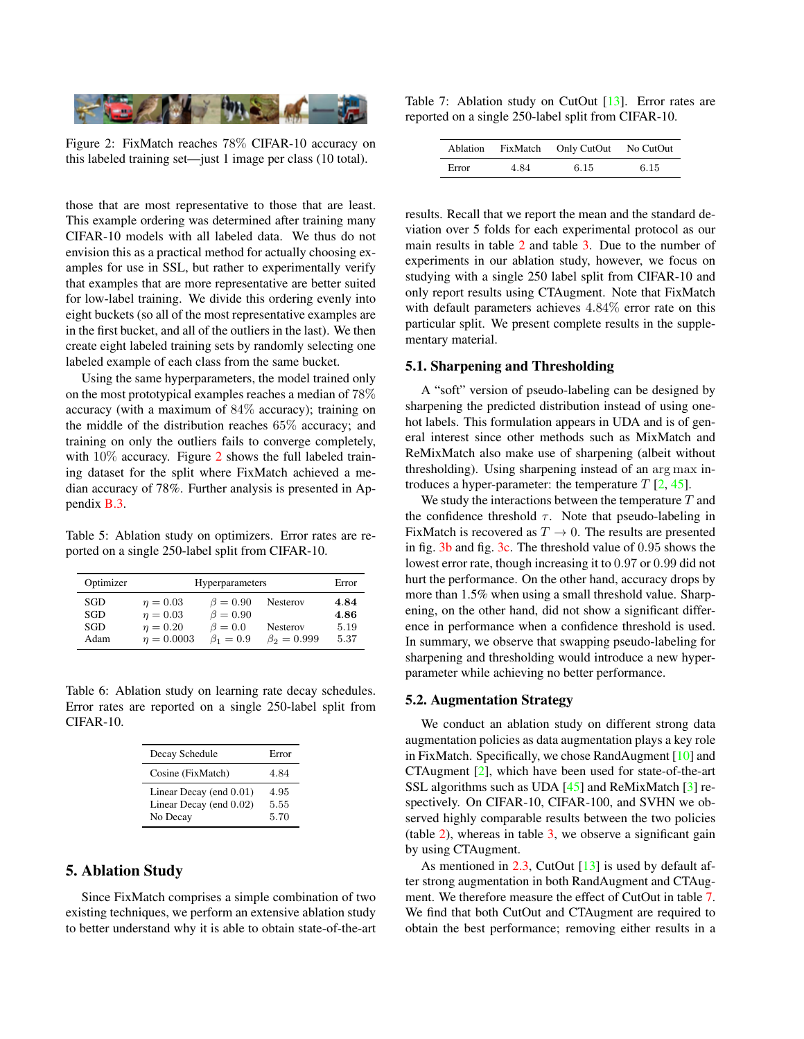Figure 2: FixMatch reaches 78% CIFAR-10 accuracy on this labeled training set—just 1 image per class (10 total).

those that are most representative to those that are least. This example ordering was determined after training many CIFAR-10 models with all labeled data. We thus do not envision this as a practical method for actually choosing examples for use in SSL, but rather to experimentally verify that examples that are more representative are better suited for low-label training. We divide this ordering evenly into eight buckets (so all of the most representative examples are in the first bucket, and all of the outliers in the last). We then create eight labeled training sets by randomly selecting one labeled example of each class from the same bucket.

Using the same hyperparameters, the model trained only on the most prototypical examples reaches a median of 78% accuracy (with a maximum of 84% accuracy); training on the middle of the distribution reaches 65% accuracy; and training on only the outliers fails to converge completely, with 10% accuracy. Figure 2 shows the full labeled training dataset for the split where FixMatch achieved a median accuracy of 78%. Further analysis is presented in Appendix B.3.

Table 5: Ablation study on optimizers. Error rates are reported on a single 250-label split from CIFAR-10.

| Optimizer | Hyperparameters | | | Error |
|---|---|---|---|---|
| SGD | $\eta = 0.03$ | $\beta = 0.90$ | Nesterov | **4.84** |
| SGD | $\eta = 0.03$ | $\beta = 0.90$ | | **4.86** |
| SGD | $\eta = 0.20$ | $\beta = 0.0$ | Nesterov | 5.19 |
| Adam | $\eta = 0.0003$ | $\beta_1 = 0.9$ | $\beta_2 = 0.999$ | 5.37 |

Table 6: Ablation study on learning rate decay schedules. Error rates are reported on a single 250-label split from CIFAR-10.

| Decay Schedule | Error |
|---|---|
| Cosine (FixMatch) | 4.84 |
| Linear Decay (end 0.01) | 4.95 |
| Linear Decay (end 0.02) | 5.55 |
| No Decay | 5.70 |

## 5. Ablation Study

Since FixMatch comprises a simple combination of two existing techniques, we perform an extensive ablation study to better understand why it is able to obtain state-of-the-art results. Recall that we report the mean and the standard deviation over 5 folds for each experimental protocol as our main results in table 2 and table 3. Due to the number of experiments in our ablation study, however, we focus on studying with a single 250 label split from CIFAR-10 and only report results using CTAugment. Note that FixMatch with default parameters achieves 4.84% error rate on this particular split. We present complete results in the supplementary material.

Table 7: Ablation study on CutOut [13]. Error rates are reported on a single 250-label split from CIFAR-10.

| Ablation | FixMatch | Only CutOut | No CutOut |
|---|---|---|---|
| Error | 4.84 | 6.15 | 6.15 |

### 5.1. Sharpening and Thresholding

A "soft" version of pseudo-labeling can be designed by sharpening the predicted distribution instead of using one-hot labels. This formulation appears in UDA and is of general interest since other methods such as MixMatch and ReMixMatch also make use of sharpening (albeit without thresholding). Using sharpening instead of an $\arg\max$ introduces a hyper-parameter: the temperature $T$ [2, 45].

We study the interactions between the temperature $T$ and the confidence threshold $\tau$. Note that pseudo-labeling in FixMatch is recovered as $T \to 0$. The results are presented in fig. 3b and fig. 3c. The threshold value of 0.95 shows the lowest error rate, though increasing it to 0.97 or 0.99 did not hurt the performance. On the other hand, accuracy drops by more than 1.5% when using a small threshold value. Sharpening, on the other hand, did not show a significant difference in performance when a confidence threshold is used. In summary, we observe that swapping pseudo-labeling for sharpening and thresholding would introduce a new hyper-parameter while achieving no better performance.

### 5.2. Augmentation Strategy

We conduct an ablation study on different strong data augmentation policies as data augmentation plays a key role in FixMatch. Specifically, we chose RandAugment [10] and CTAugment [2], which have been used for state-of-the-art SSL algorithms such as UDA [45] and ReMixMatch [3] respectively. On CIFAR-10, CIFAR-100, and SVHN we observed highly comparable results between the two policies (table 2), whereas in table 3, we observe a significant gain by using CTAugment.

As mentioned in 2.3, CutOut [13] is used by default after strong augmentation in both RandAugment and CTAugment. We therefore measure the effect of CutOut in table 7. We find that both CutOut and CTAugment are required to obtain the best performance; removing either results in a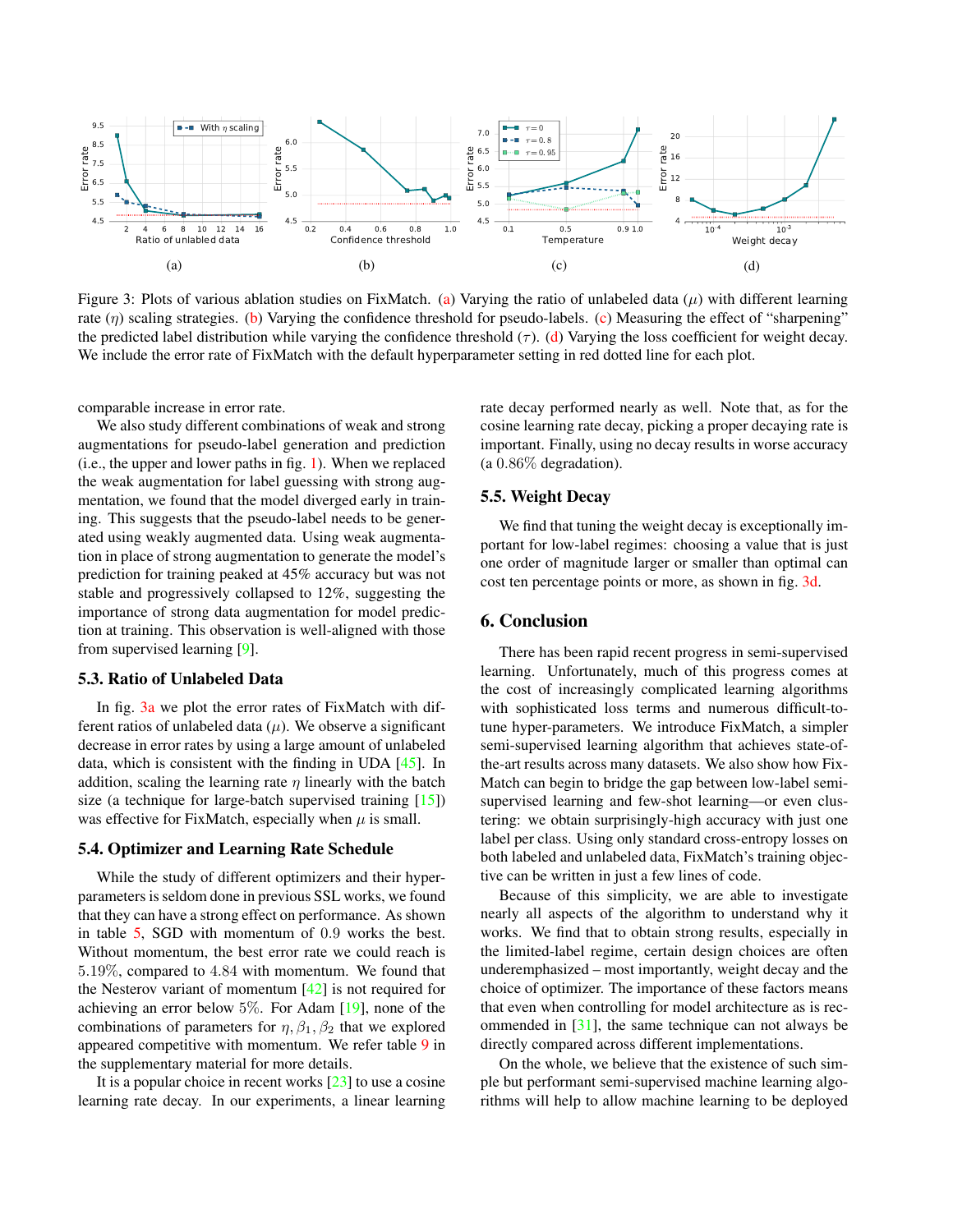Figure 3: Plots of various ablation studies on FixMatch. (a) Varying the ratio of unlabeled data ($\mu$) with different learning rate ($\eta$) scaling strategies. (b) Varying the confidence threshold for pseudo-labels. (c) Measuring the effect of "sharpening" the predicted label distribution while varying the confidence threshold ($\tau$). (d) Varying the loss coefficient for weight decay. We include the error rate of FixMatch with the default hyperparameter setting in red dotted line for each plot.

comparable increase in error rate.

We also study different combinations of weak and strong augmentations for pseudo-label generation and prediction (i.e., the upper and lower paths in fig. 1). When we replaced the weak augmentation for label guessing with strong augmentation, we found that the model diverged early in training. This suggests that the pseudo-label needs to be generated using weakly augmented data. Using weak augmentation in place of strong augmentation to generate the model's prediction for training peaked at 45% accuracy but was not stable and progressively collapsed to 12%, suggesting the importance of strong data augmentation for model prediction at training. This observation is well-aligned with those from supervised learning [9].

### 5.3. Ratio of Unlabeled Data

In fig. 3a we plot the error rates of FixMatch with different ratios of unlabeled data ($\mu$). We observe a significant decrease in error rates by using a large amount of unlabeled data, which is consistent with the finding in UDA [45]. In addition, scaling the learning rate $\eta$ linearly with the batch size (a technique for large-batch supervised training [15]) was effective for FixMatch, especially when $\mu$ is small.

### 5.4. Optimizer and Learning Rate Schedule

While the study of different optimizers and their hyperparameters is seldom done in previous SSL works, we found that they can have a strong effect on performance. As shown in table 5, SGD with momentum of $0.9$ works the best. Without momentum, the best error rate we could reach is $5.19\%$, compared to $4.84$ with momentum. We found that the Nesterov variant of momentum [42] is not required for achieving an error below $5\%$. For Adam [19], none of the combinations of parameters for $\eta, \beta_1, \beta_2$ that we explored appeared competitive with momentum. We refer table 9 in the supplementary material for more details.

It is a popular choice in recent works [23] to use a cosine learning rate decay. In our experiments, a linear learning rate decay performed nearly as well. Note that, as for the cosine learning rate decay, picking a proper decaying rate is important. Finally, using no decay results in worse accuracy (a $0.86\%$ degradation).

### 5.5. Weight Decay

We find that tuning the weight decay is exceptionally important for low-label regimes: choosing a value that is just one order of magnitude larger or smaller than optimal can cost ten percentage points or more, as shown in fig. 3d.

## 6. Conclusion

There has been rapid recent progress in semi-supervised learning. Unfortunately, much of this progress comes at the cost of increasingly complicated learning algorithms with sophisticated loss terms and numerous difficult-to-tune hyper-parameters. We introduce FixMatch, a simpler semi-supervised learning algorithm that achieves state-of-the-art results across many datasets. We also show how FixMatch can begin to bridge the gap between low-label semi-supervised learning and few-shot learning—or even clustering: we obtain surprisingly-high accuracy with just one label per class. Using only standard cross-entropy losses on both labeled and unlabeled data, FixMatch's training objective can be written in just a few lines of code.

Because of this simplicity, we are able to investigate nearly all aspects of the algorithm to understand why it works. We find that to obtain strong results, especially in the limited-label regime, certain design choices are often underemphasized – most importantly, weight decay and the choice of optimizer. The importance of these factors means that even when controlling for model architecture as is recommended in [31], the same technique can not always be directly compared across different implementations.

On the whole, we believe that the existence of such simple but performant semi-supervised machine learning algorithms will help to allow machine learning to be deployed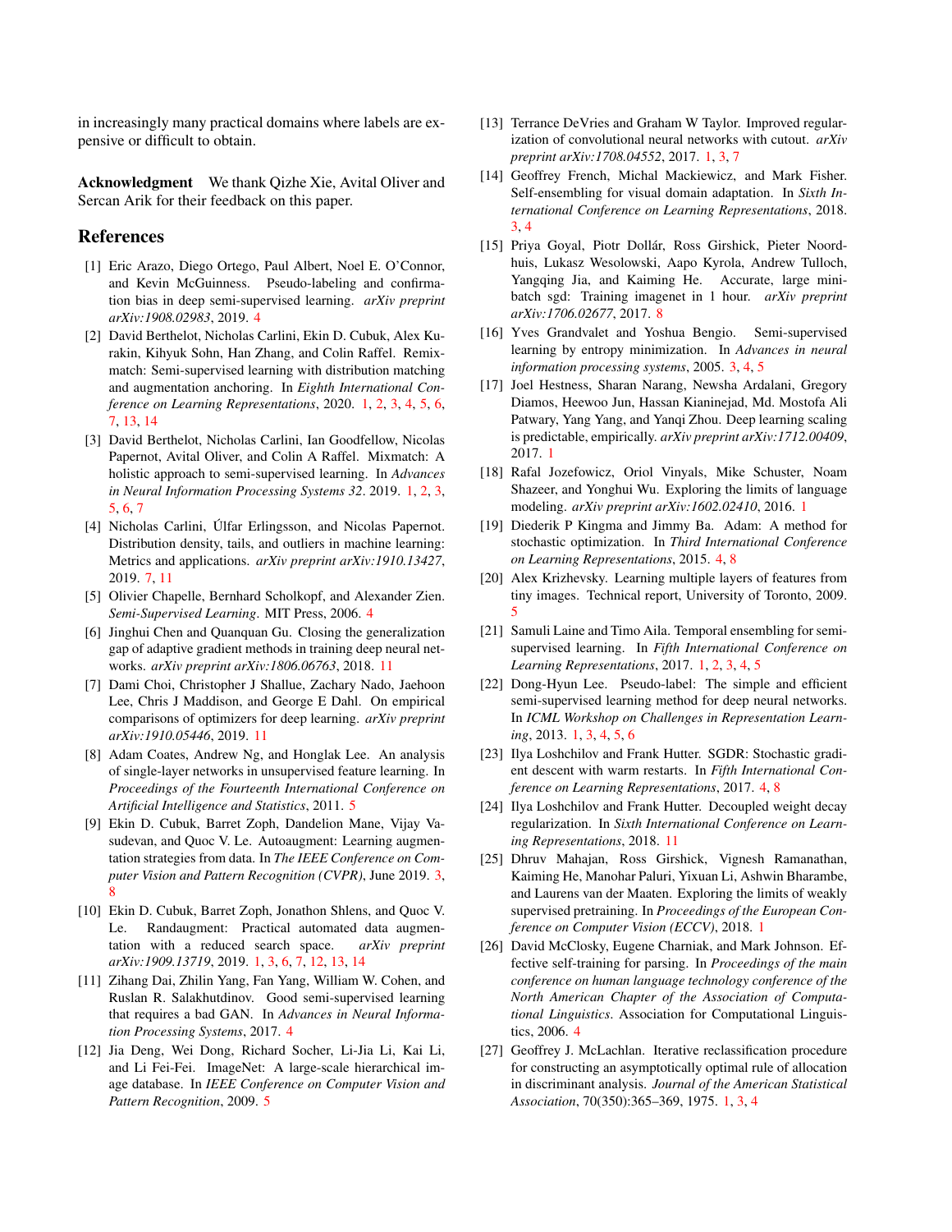in increasingly many practical domains where labels are expensive or difficult to obtain.

**Acknowledgment** We thank Qizhe Xie, Avital Oliver and Sercan Arik for their feedback on this paper.

## References

[1] Eric Arazo, Diego Ortego, Paul Albert, Noel E. O'Connor, and Kevin McGuinness. Pseudo-labeling and confirmation bias in deep semi-supervised learning. *arXiv preprint arXiv:1908.02983*, 2019. 4

[2] David Berthelot, Nicholas Carlini, Ekin D. Cubuk, Alex Kurakin, Kihyuk Sohn, Han Zhang, and Colin Raffel. Remixmatch: Semi-supervised learning with distribution matching and augmentation anchoring. In *Eighth International Conference on Learning Representations*, 2020. 1, 2, 3, 4, 5, 6, 7, 13, 14

[3] David Berthelot, Nicholas Carlini, Ian Goodfellow, Nicolas Papernot, Avital Oliver, and Colin A Raffel. Mixmatch: A holistic approach to semi-supervised learning. In *Advances in Neural Information Processing Systems 32*. 2019. 1, 2, 3, 5, 6, 7

[4] Nicholas Carlini, Úlfar Erlingsson, and Nicolas Papernot. Distribution density, tails, and outliers in machine learning: Metrics and applications. *arXiv preprint arXiv:1910.13427*, 2019. 7, 11

[5] Olivier Chapelle, Bernhard Scholkopf, and Alexander Zien. *Semi-Supervised Learning*. MIT Press, 2006. 4

[6] Jinghui Chen and Quanquan Gu. Closing the generalization gap of adaptive gradient methods in training deep neural networks. *arXiv preprint arXiv:1806.06763*, 2018. 11

[7] Dami Choi, Christopher J Shallue, Zachary Nado, Jaehoon Lee, Chris J Maddison, and George E Dahl. On empirical comparisons of optimizers for deep learning. *arXiv preprint arXiv:1910.05446*, 2019. 11

[8] Adam Coates, Andrew Ng, and Honglak Lee. An analysis of single-layer networks in unsupervised feature learning. In *Proceedings of the Fourteenth International Conference on Artificial Intelligence and Statistics*, 2011. 5

[9] Ekin D. Cubuk, Barret Zoph, Dandelion Mane, Vijay Vasudevan, and Quoc V. Le. Autoaugment: Learning augmentation strategies from data. In *The IEEE Conference on Computer Vision and Pattern Recognition (CVPR)*, June 2019. 3, 8

[10] Ekin D. Cubuk, Barret Zoph, Jonathon Shlens, and Quoc V. Le. Randaugment: Practical automated data augmentation with a reduced search space. *arXiv preprint arXiv:1909.13719*, 2019. 1, 3, 6, 7, 12, 13, 14

[11] Zihang Dai, Zhilin Yang, Fan Yang, William W. Cohen, and Ruslan R. Salakhutdinov. Good semi-supervised learning that requires a bad GAN. In *Advances in Neural Information Processing Systems*, 2017. 4

[12] Jia Deng, Wei Dong, Richard Socher, Li-Jia Li, Kai Li, and Li Fei-Fei. ImageNet: A large-scale hierarchical image database. In *IEEE Conference on Computer Vision and Pattern Recognition*, 2009. 5

[13] Terrance DeVries and Graham W Taylor. Improved regularization of convolutional neural networks with cutout. *arXiv preprint arXiv:1708.04552*, 2017. 1, 3, 7

[14] Geoffrey French, Michal Mackiewicz, and Mark Fisher. Self-ensembling for visual domain adaptation. In *Sixth International Conference on Learning Representations*, 2018. 3, 4

[15] Priya Goyal, Piotr Dollár, Ross Girshick, Pieter Noordhuis, Lukasz Wesolowski, Aapo Kyrola, Andrew Tulloch, Yangqing Jia, and Kaiming He. Accurate, large minibatch sgd: Training imagenet in 1 hour. *arXiv preprint arXiv:1706.02677*, 2017. 8

[16] Yves Grandvalet and Yoshua Bengio. Semi-supervised learning by entropy minimization. In *Advances in neural information processing systems*, 2005. 3, 4, 5

[17] Joel Hestness, Sharan Narang, Newsha Ardalani, Gregory Diamos, Heewoo Jun, Hassan Kianinejad, Md. Mostofa Ali Patwary, Yang Yang, and Yanqi Zhou. Deep learning scaling is predictable, empirically. *arXiv preprint arXiv:1712.00409*, 2017. 1

[18] Rafal Jozefowicz, Oriol Vinyals, Mike Schuster, Noam Shazeer, and Yonghui Wu. Exploring the limits of language modeling. *arXiv preprint arXiv:1602.02410*, 2016. 1

[19] Diederik P Kingma and Jimmy Ba. Adam: A method for stochastic optimization. In *Third International Conference on Learning Representations*, 2015. 4, 8

[20] Alex Krizhevsky. Learning multiple layers of features from tiny images. Technical report, University of Toronto, 2009. 5

[21] Samuli Laine and Timo Aila. Temporal ensembling for semi-supervised learning. In *Fifth International Conference on Learning Representations*, 2017. 1, 2, 3, 4, 5

[22] Dong-Hyun Lee. Pseudo-label: The simple and efficient semi-supervised learning method for deep neural networks. In *ICML Workshop on Challenges in Representation Learning*, 2013. 1, 3, 4, 5, 6

[23] Ilya Loshchilov and Frank Hutter. SGDR: Stochastic gradient descent with warm restarts. In *Fifth International Conference on Learning Representations*, 2017. 4, 8

[24] Ilya Loshchilov and Frank Hutter. Decoupled weight decay regularization. In *Sixth International Conference on Learning Representations*, 2018. 11

[25] Dhruv Mahajan, Ross Girshick, Vignesh Ramanathan, Kaiming He, Manohar Paluri, Yixuan Li, Ashwin Bharambe, and Laurens van der Maaten. Exploring the limits of weakly supervised pretraining. In *Proceedings of the European Conference on Computer Vision (ECCV)*, 2018. 1

[26] David McClosky, Eugene Charniak, and Mark Johnson. Effective self-training for parsing. In *Proceedings of the main conference on human language technology conference of the North American Chapter of the Association of Computational Linguistics*. Association for Computational Linguistics, 2006. 4

[27] Geoffrey J. McLachlan. Iterative reclassification procedure for constructing an asymptotically optimal rule of allocation in discriminant analysis. *Journal of the American Statistical Association*, 70(350):365–369, 1975. 1, 3, 4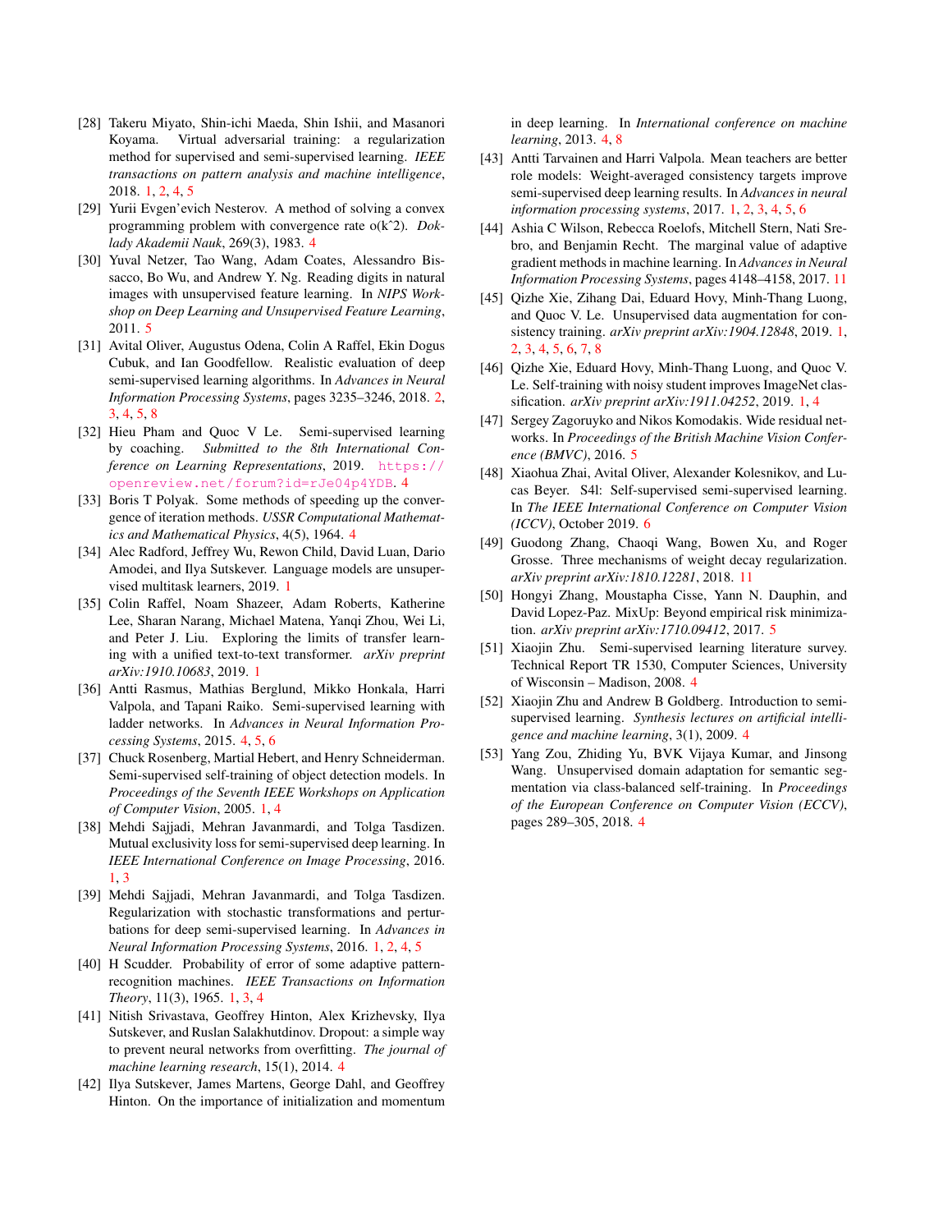[28] Takeru Miyato, Shin-ichi Maeda, Shin Ishii, and Masanori Koyama. Virtual adversarial training: a regularization method for supervised and semi-supervised learning. *IEEE transactions on pattern analysis and machine intelligence*, 2018. 1, 2, 4, 5

[29] Yurii Evgen'evich Nesterov. A method of solving a convex programming problem with convergence rate o(kˆ2). *Doklady Akademii Nauk*, 269(3), 1983. 4

[30] Yuval Netzer, Tao Wang, Adam Coates, Alessandro Bissacco, Bo Wu, and Andrew Y. Ng. Reading digits in natural images with unsupervised feature learning. In *NIPS Workshop on Deep Learning and Unsupervised Feature Learning*, 2011. 5

[31] Avital Oliver, Augustus Odena, Colin A Raffel, Ekin Dogus Cubuk, and Ian Goodfellow. Realistic evaluation of deep semi-supervised learning algorithms. In *Advances in Neural Information Processing Systems*, pages 3235–3246, 2018. 2, 3, 4, 5, 8

[32] Hieu Pham and Quoc V Le. Semi-supervised learning by coaching. *Submitted to the 8th International Conference on Learning Representations*, 2019. https://openreview.net/forum?id=rJe04p4YDB. 4

[33] Boris T Polyak. Some methods of speeding up the convergence of iteration methods. *USSR Computational Mathematics and Mathematical Physics*, 4(5), 1964. 4

[34] Alec Radford, Jeffrey Wu, Rewon Child, David Luan, Dario Amodei, and Ilya Sutskever. Language models are unsupervised multitask learners, 2019. 1

[35] Colin Raffel, Noam Shazeer, Adam Roberts, Katherine Lee, Sharan Narang, Michael Matena, Yanqi Zhou, Wei Li, and Peter J. Liu. Exploring the limits of transfer learning with a unified text-to-text transformer. *arXiv preprint arXiv:1910.10683*, 2019. 1

[36] Antti Rasmus, Mathias Berglund, Mikko Honkala, Harri Valpola, and Tapani Raiko. Semi-supervised learning with ladder networks. In *Advances in Neural Information Processing Systems*, 2015. 4, 5, 6

[37] Chuck Rosenberg, Martial Hebert, and Henry Schneiderman. Semi-supervised self-training of object detection models. In *Proceedings of the Seventh IEEE Workshops on Application of Computer Vision*, 2005. 1, 4

[38] Mehdi Sajjadi, Mehran Javanmardi, and Tolga Tasdizen. Mutual exclusivity loss for semi-supervised deep learning. In *IEEE International Conference on Image Processing*, 2016. 1, 3

[39] Mehdi Sajjadi, Mehran Javanmardi, and Tolga Tasdizen. Regularization with stochastic transformations and perturbations for deep semi-supervised learning. In *Advances in Neural Information Processing Systems*, 2016. 1, 2, 4, 5

[40] H Scudder. Probability of error of some adaptive pattern-recognition machines. *IEEE Transactions on Information Theory*, 11(3), 1965. 1, 3, 4

[41] Nitish Srivastava, Geoffrey Hinton, Alex Krizhevsky, Ilya Sutskever, and Ruslan Salakhutdinov. Dropout: a simple way to prevent neural networks from overfitting. *The journal of machine learning research*, 15(1), 2014. 4

[42] Ilya Sutskever, James Martens, George Dahl, and Geoffrey Hinton. On the importance of initialization and momentum in deep learning. In *International conference on machine learning*, 2013. 4, 8

[43] Antti Tarvainen and Harri Valpola. Mean teachers are better role models: Weight-averaged consistency targets improve semi-supervised deep learning results. In *Advances in neural information processing systems*, 2017. 1, 2, 3, 4, 5, 6

[44] Ashia C Wilson, Rebecca Roelofs, Mitchell Stern, Nati Srebro, and Benjamin Recht. The marginal value of adaptive gradient methods in machine learning. In *Advances in Neural Information Processing Systems*, pages 4148–4158, 2017. 11

[45] Qizhe Xie, Zihang Dai, Eduard Hovy, Minh-Thang Luong, and Quoc V. Le. Unsupervised data augmentation for consistency training. *arXiv preprint arXiv:1904.12848*, 2019. 1, 2, 3, 4, 5, 6, 7, 8

[46] Qizhe Xie, Eduard Hovy, Minh-Thang Luong, and Quoc V. Le. Self-training with noisy student improves ImageNet classification. *arXiv preprint arXiv:1911.04252*, 2019. 1, 4

[47] Sergey Zagoruyko and Nikos Komodakis. Wide residual networks. In *Proceedings of the British Machine Vision Conference (BMVC)*, 2016. 5

[48] Xiaohua Zhai, Avital Oliver, Alexander Kolesnikov, and Lucas Beyer. S4l: Self-supervised semi-supervised learning. In *The IEEE International Conference on Computer Vision (ICCV)*, October 2019. 6

[49] Guodong Zhang, Chaoqi Wang, Bowen Xu, and Roger Grosse. Three mechanisms of weight decay regularization. *arXiv preprint arXiv:1810.12281*, 2018. 11

[50] Hongyi Zhang, Moustapha Cisse, Yann N. Dauphin, and David Lopez-Paz. MixUp: Beyond empirical risk minimization. *arXiv preprint arXiv:1710.09412*, 2017. 5

[51] Xiaojin Zhu. Semi-supervised learning literature survey. Technical Report TR 1530, Computer Sciences, University of Wisconsin – Madison, 2008. 4

[52] Xiaojin Zhu and Andrew B Goldberg. Introduction to semi-supervised learning. *Synthesis lectures on artificial intelligence and machine learning*, 3(1), 2009. 4

[53] Yang Zou, Zhiding Yu, BVK Vijaya Kumar, and Jinsong Wang. Unsupervised domain adaptation for semantic segmentation via class-balanced self-training. In *Proceedings of the European Conference on Computer Vision (ECCV)*, pages 289–305, 2018. 4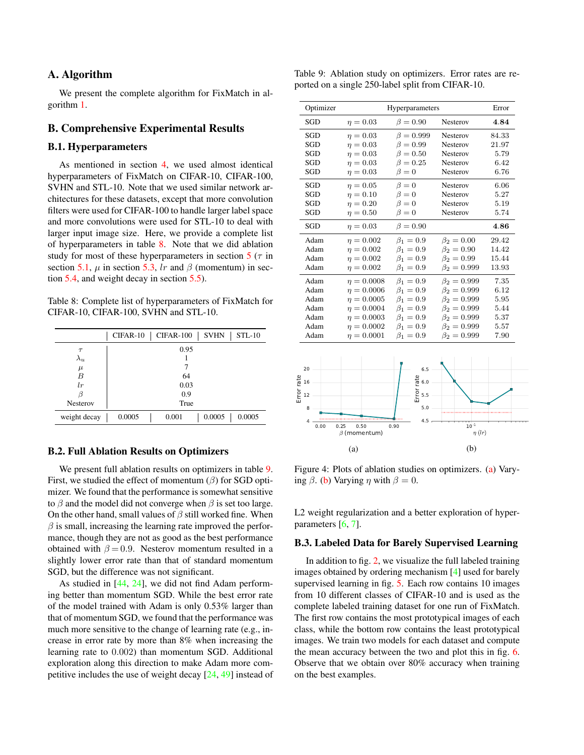# A. Algorithm

We present the complete algorithm for FixMatch in algorithm 1.

# B. Comprehensive Experimental Results

## B.1. Hyperparameters

As mentioned in section 4, we used almost identical hyperparameters of FixMatch on CIFAR-10, CIFAR-100, SVHN and STL-10. Note that we used similar network architectures for these datasets, except that more convolution filters were used for CIFAR-100 to handle larger label space and more convolutions were used for STL-10 to deal with larger input image size. Here, we provide a complete list of hyperparameters in table 8. Note that we did ablation study for most of these hyperparameters in section 5 ($\tau$ in section 5.1, $\mu$ in section 5.3, $lr$ and $\beta$ (momentum) in section 5.4, and weight decay in section 5.5).

Table 8: Complete list of hyperparameters of FixMatch for CIFAR-10, CIFAR-100, SVHN and STL-10.

| | CIFAR-10 | CIFAR-100 | SVHN | STL-10 |
|---|---|---|---|---|
| $\tau$ | 0.95 | | | |
| $\lambda_u$ | 1 | | | |
| $\mu$ | 7 | | | |
| $B$ | 64 | | | |
| $lr$ | 0.03 | | | |
| $\beta$ | 0.9 | | | |
| Nesterov | True | | | |
| weight decay | 0.0005 | 0.001 | 0.0005 | 0.0005 |

## B.2. Full Ablation Results on Optimizers

We present full ablation results on optimizers in table 9. First, we studied the effect of momentum ($\beta$) for SGD optimizer. We found that the performance is somewhat sensitive to $\beta$ and the model did not converge when $\beta$ is set too large. On the other hand, small values of $\beta$ still worked fine. When $\beta$ is small, increasing the learning rate improved the performance, though they are not as good as the best performance obtained with $\beta = 0.9$. Nesterov momentum resulted in a slightly lower error rate than that of standard momentum SGD, but the difference was not significant.

As studied in [44, 24], we did not find Adam performing better than momentum SGD. While the best error rate of the model trained with Adam is only 0.53% larger than that of momentum SGD, we found that the performance was much more sensitive to the change of learning rate (e.g., increase in error rate by more than 8% when increasing the learning rate to 0.002) than momentum SGD. Additional exploration along this direction to make Adam more competitive includes the use of weight decay [24, 49] instead of L2 weight regularization and a better exploration of hyperparameters [6, 7].

Table 9: Ablation study on optimizers. Error rates are reported on a single 250-label split from CIFAR-10.

| Optimizer | Hyperparameters | | | Error |
|---|---|---|---|---|
| SGD | $\eta = 0.03$ | $\beta = 0.90$ | Nesterov | **4.84** |
| SGD | $\eta = 0.03$ | $\beta = 0.999$ | Nesterov | 84.33 |
| SGD | $\eta = 0.03$ | $\beta = 0.99$ | Nesterov | 21.97 |
| SGD | $\eta = 0.03$ | $\beta = 0.50$ | Nesterov | 5.79 |
| SGD | $\eta = 0.03$ | $\beta = 0.25$ | Nesterov | 6.42 |
| SGD | $\eta = 0.03$ | $\beta = 0$ | Nesterov | 6.76 |
| SGD | $\eta = 0.05$ | $\beta = 0$ | Nesterov | 6.06 |
| SGD | $\eta = 0.10$ | $\beta = 0$ | Nesterov | 5.27 |
| SGD | $\eta = 0.20$ | $\beta = 0$ | Nesterov | 5.19 |
| SGD | $\eta = 0.50$ | $\beta = 0$ | Nesterov | 5.74 |
| SGD | $\eta = 0.03$ | $\beta = 0.90$ | | **4.86** |
| Adam | $\eta = 0.002$ | $\beta_1 = 0.9$ | $\beta_2 = 0.00$ | 29.42 |
| Adam | $\eta = 0.002$ | $\beta_1 = 0.9$ | $\beta_2 = 0.90$ | 14.42 |
| Adam | $\eta = 0.002$ | $\beta_1 = 0.9$ | $\beta_2 = 0.99$ | 15.44 |
| Adam | $\eta = 0.002$ | $\beta_1 = 0.9$ | $\beta_2 = 0.999$ | 13.93 |
| Adam | $\eta = 0.0008$ | $\beta_1 = 0.9$ | $\beta_2 = 0.999$ | 7.35 |
| Adam | $\eta = 0.0006$ | $\beta_1 = 0.9$ | $\beta_2 = 0.999$ | 6.12 |
| Adam | $\eta = 0.0005$ | $\beta_1 = 0.9$ | $\beta_2 = 0.999$ | 5.95 |
| Adam | $\eta = 0.0004$ | $\beta_1 = 0.9$ | $\beta_2 = 0.999$ | 5.44 |
| Adam | $\eta = 0.0003$ | $\beta_1 = 0.9$ | $\beta_2 = 0.999$ | 5.37 |
| Adam | $\eta = 0.0002$ | $\beta_1 = 0.9$ | $\beta_2 = 0.999$ | 5.57 |
| Adam | $\eta = 0.0001$ | $\beta_1 = 0.9$ | $\beta_2 = 0.999$ | 7.90 |

(a) (b)

Figure 4: Plots of ablation studies on optimizers. (a) Varying $\beta$. (b) Varying $\eta$ with $\beta = 0$.

## B.3. Labeled Data for Barely Supervised Learning

In addition to fig. 2, we visualize the full labeled training images obtained by ordering mechanism [4] used for barely supervised learning in fig. 5. Each row contains 10 images from 10 different classes of CIFAR-10 and is used as the complete labeled training dataset for one run of FixMatch. The first row contains the most prototypical images of each class, while the bottom row contains the least prototypical images. We train two models for each dataset and compute the mean accuracy between the two and plot this in fig. 6. Observe that we obtain over 80% accuracy when training on the best examples.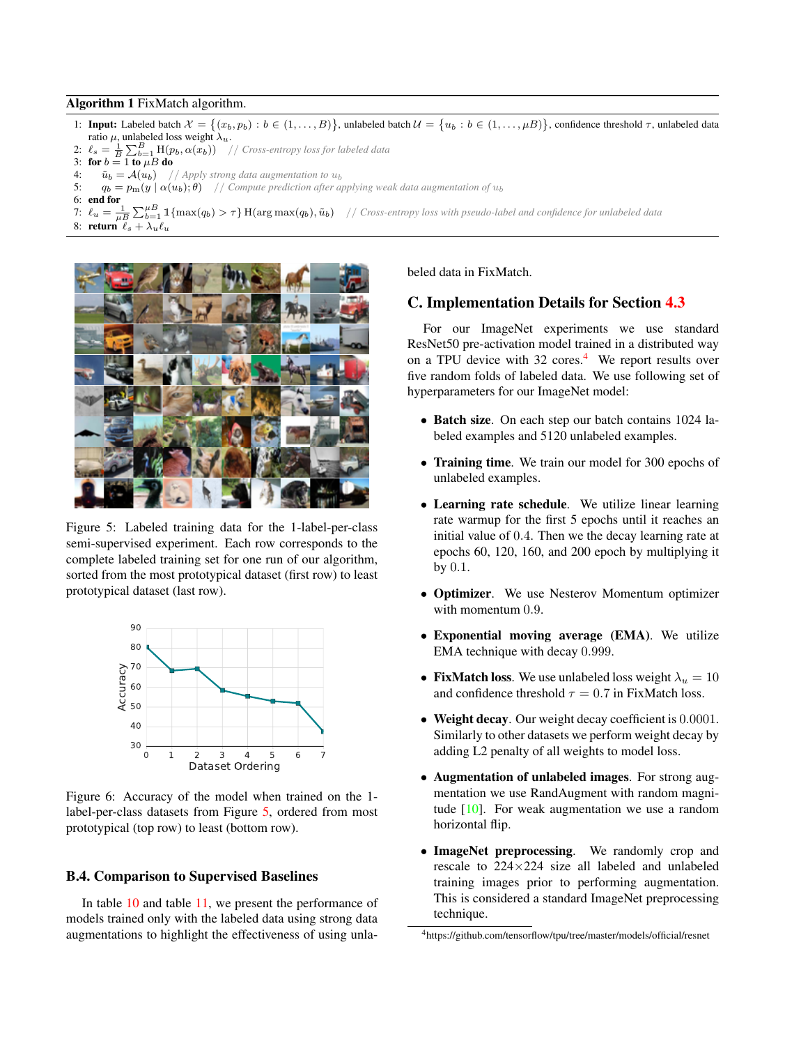**Algorithm 1** FixMatch algorithm.

1: **Input:** Labeled batch $\mathcal{X} = \{(x_b, p_b) : b \in (1, \dots, B)\}$, unlabeled batch $\mathcal{U} = \{u_b : b \in (1, \dots, \mu B)\}$, confidence threshold $\tau$, unlabeled data ratio $\mu$, unlabeled loss weight $\lambda_u$.
2: $\ell_s = \frac{1}{B} \sum_{b=1}^{B} \mathrm{H}(p_b, \alpha(x_b))$ *// Cross-entropy loss for labeled data*
3: **for** $b = 1$ **to** $\mu B$ **do**
4: $\quad \tilde{u}_b = \mathcal{A}(u_b)$ *// Apply strong data augmentation to* $u_b$
5: $\quad q_b = p_{\mathrm{m}}(y \mid \alpha(u_b); \theta)$ *// Compute prediction after applying weak data augmentation of* $u_b$
6: **end for**
7: $\ell_u = \frac{1}{\mu B} \sum_{b=1}^{\mu B} \mathbb{1}\{\max(q_b) > \tau\} \mathrm{H}(\arg\max(q_b), \tilde{u}_b)$ *// Cross-entropy loss with pseudo-label and confidence for unlabeled data*
8: **return** $\ell_s + \lambda_u \ell_u$

Figure 5: Labeled training data for the 1-label-per-class semi-supervised experiment. Each row corresponds to the complete labeled training set for one run of our algorithm, sorted from the most prototypical dataset (first row) to least prototypical dataset (last row).

Figure 6: Accuracy of the model when trained on the 1-label-per-class datasets from Figure 5, ordered from most prototypical (top row) to least (bottom row).

### B.4. Comparison to Supervised Baselines

In table 10 and table 11, we present the performance of models trained only with the labeled data using strong data augmentations to highlight the effectiveness of using unlabeled data in FixMatch.

## C. Implementation Details for Section 4.3

For our ImageNet experiments we use standard ResNet50 pre-activation model trained in a distributed way on a TPU device with 32 cores.[4] We report results over five random folds of labeled data. We use following set of hyperparameters for our ImageNet model:

- **Batch size**. On each step our batch contains 1024 labeled examples and 5120 unlabeled examples.
- **Training time**. We train our model for 300 epochs of unlabeled examples.
- **Learning rate schedule**. We utilize linear learning rate warmup for the first 5 epochs until it reaches an initial value of 0.4. Then we the decay learning rate at epochs 60, 120, 160, and 200 epoch by multiplying it by 0.1.
- **Optimizer**. We use Nesterov Momentum optimizer with momentum 0.9.
- **Exponential moving average (EMA)**. We utilize EMA technique with decay 0.999.
- **FixMatch loss**. We use unlabeled loss weight $\lambda_u = 10$ and confidence threshold $\tau = 0.7$ in FixMatch loss.
- **Weight decay**. Our weight decay coefficient is 0.0001. Similarly to other datasets we perform weight decay by adding L2 penalty of all weights to model loss.
- **Augmentation of unlabeled images**. For strong augmentation we use RandAugment with random magnitude [10]. For weak augmentation we use a random horizontal flip.
- **ImageNet preprocessing**. We randomly crop and rescale to 224×224 size all labeled and unlabeled training images prior to performing augmentation. This is considered a standard ImageNet preprocessing technique.

[4]https://github.com/tensorflow/tpu/tree/master/models/official/resnet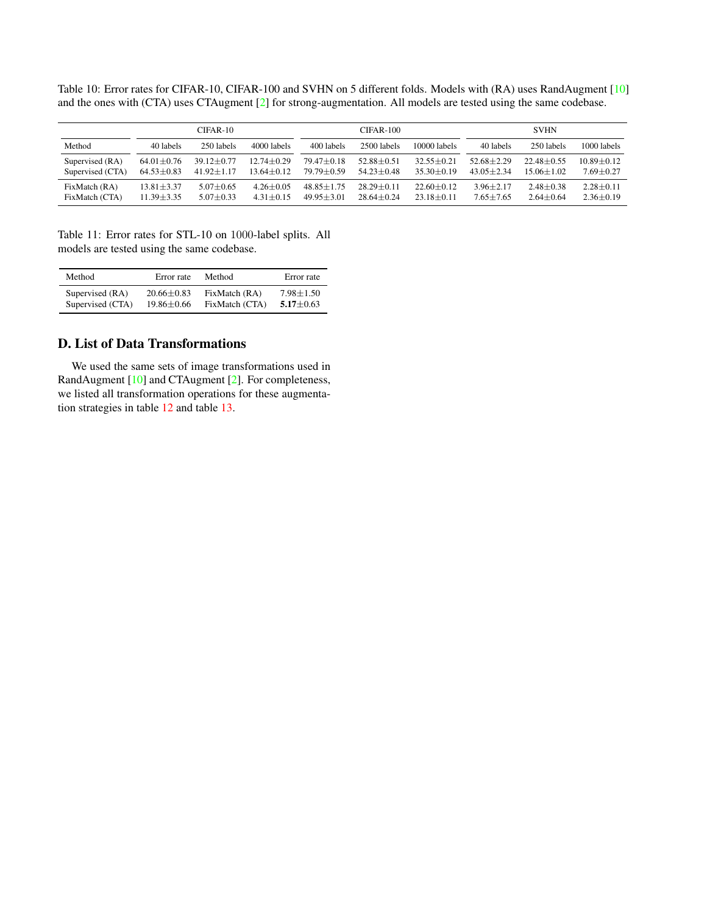Table 10: Error rates for CIFAR-10, CIFAR-100 and SVHN on 5 different folds. Models with (RA) uses RandAugment [10] and the ones with (CTA) uses CTAugment [2] for strong-augmentation. All models are tested using the same codebase.

| | CIFAR-10 | | | CIFAR-100 | | | SVHN | | |
|---|---|---|---|---|---|---|---|---|---|
| Method | 40 labels | 250 labels | 4000 labels | 400 labels | 2500 labels | 10000 labels | 40 labels | 250 labels | 1000 labels |
| Supervised (RA) | 64.01±0.76 | 39.12±0.77 | 12.74±0.29 | 79.47±0.18 | 52.88±0.51 | 32.55±0.21 | 52.68±2.29 | 22.48±0.55 | 10.89±0.12 |
| Supervised (CTA) | 64.53±0.83 | 41.92±1.17 | 13.64±0.12 | 79.79±0.59 | 54.23±0.48 | 35.30±0.19 | 43.05±2.34 | 15.06±1.02 | 7.69±0.27 |
| FixMatch (RA) | 13.81±3.37 | 5.07±0.65 | 4.26±0.05 | 48.85±1.75 | 28.29±0.11 | 22.60±0.12 | 3.96±2.17 | 2.48±0.38 | 2.28±0.11 |
| FixMatch (CTA) | 11.39±3.35 | 5.07±0.33 | 4.31±0.15 | 49.95±3.01 | 28.64±0.24 | 23.18±0.11 | 7.65±7.65 | 2.64±0.64 | 2.36±0.19 |

Table 11: Error rates for STL-10 on 1000-label splits. All models are tested using the same codebase.

| Method | Error rate | Method | Error rate |
|---|---|---|---|
| Supervised (RA) | 20.66±0.83 | FixMatch (RA) | 7.98±1.50 |
| Supervised (CTA) | 19.86±0.66 | FixMatch (CTA) | **5.17**±0.63 |

## D. List of Data Transformations

We used the same sets of image transformations used in RandAugment [10] and CTAugment [2]. For completeness, we listed all transformation operations for these augmentation strategies in table 12 and table 13.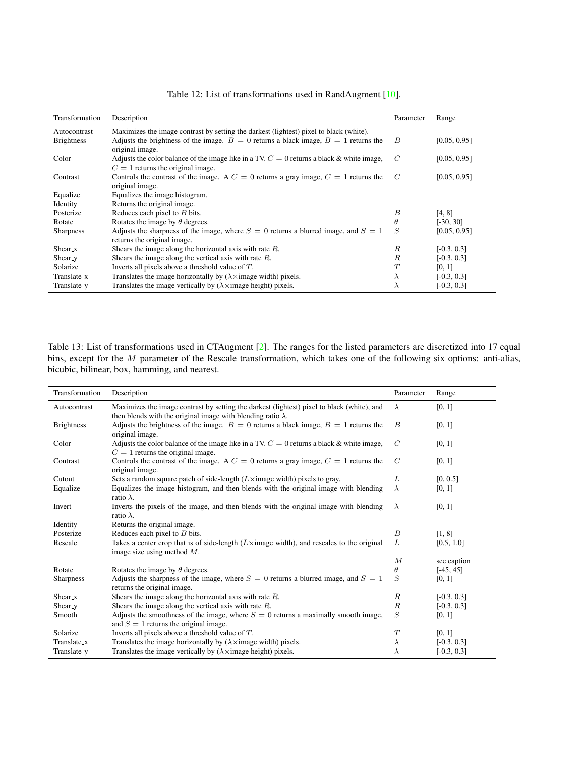Table 12: List of transformations used in RandAugment [10].

| Transformation | Description | Parameter | Range |
|---|---|---|---|
| Autocontrast | Maximizes the image contrast by setting the darkest (lightest) pixel to black (white). | | |
| Brightness | Adjusts the brightness of the image. $B = 0$ returns a black image, $B = 1$ returns the original image. | $B$ | [0.05, 0.95] |
| Color | Adjusts the color balance of the image like in a TV. $C = 0$ returns a black & white image, $C = 1$ returns the original image. | $C$ | [0.05, 0.95] |
| Contrast | Controls the contrast of the image. A $C = 0$ returns a gray image, $C = 1$ returns the original image. | $C$ | [0.05, 0.95] |
| Equalize | Equalizes the image histogram. | | |
| Identity | Returns the original image. | | |
| Posterize | Reduces each pixel to $B$ bits. | $B$ | [4, 8] |
| Rotate | Rotates the image by $\theta$ degrees. | $\theta$ | [-30, 30] |
| Sharpness | Adjusts the sharpness of the image, where $S = 0$ returns a blurred image, and $S = 1$ returns the original image. | $S$ | [0.05, 0.95] |
| Shear_x | Shears the image along the horizontal axis with rate $R$. | $R$ | [-0.3, 0.3] |
| Shear_y | Shears the image along the vertical axis with rate $R$. | $R$ | [-0.3, 0.3] |
| Solarize | Inverts all pixels above a threshold value of $T$. | $T$ | [0, 1] |
| Translate_x | Translates the image horizontally by ($\lambda\times$image width) pixels. | $\lambda$ | [-0.3, 0.3] |
| Translate_y | Translates the image vertically by ($\lambda\times$image height) pixels. | $\lambda$ | [-0.3, 0.3] |

Table 13: List of transformations used in CTAugment [2]. The ranges for the listed parameters are discretized into 17 equal bins, except for the $M$ parameter of the Rescale transformation, which takes one of the following six options: anti-alias, bicubic, bilinear, box, hamming, and nearest.

| Transformation | Description | Parameter | Range |
|---|---|---|---|
| Autocontrast | Maximizes the image contrast by setting the darkest (lightest) pixel to black (white), and then blends with the original image with blending ratio $\lambda$. | $\lambda$ | [0, 1] |
| Brightness | Adjusts the brightness of the image. $B = 0$ returns a black image, $B = 1$ returns the original image. | $B$ | [0, 1] |
| Color | Adjusts the color balance of the image like in a TV. $C = 0$ returns a black & white image, $C = 1$ returns the original image. | $C$ | [0, 1] |
| Contrast | Controls the contrast of the image. A $C = 0$ returns a gray image, $C = 1$ returns the original image. | $C$ | [0, 1] |
| Cutout | Sets a random square patch of side-length ($L\times$image width) pixels to gray. | $L$ | [0, 0.5] |
| Equalize | Equalizes the image histogram, and then blends with the original image with blending ratio $\lambda$. | $\lambda$ | [0, 1] |
| Invert | Inverts the pixels of the image, and then blends with the original image with blending ratio $\lambda$. | $\lambda$ | [0, 1] |
| Identity | Returns the original image. | | |
| Posterize | Reduces each pixel to $B$ bits. | $B$ | [1, 8] |
| Rescale | Takes a center crop that is of side-length ($L\times$image width), and rescales to the original image size using method $M$. | $L$ | [0.5, 1.0] |
| | | $M$ | see caption |
| Rotate | Rotates the image by $\theta$ degrees. | $\theta$ | [-45, 45] |
| Sharpness | Adjusts the sharpness of the image, where $S = 0$ returns a blurred image, and $S = 1$ returns the original image. | $S$ | [0, 1] |
| Shear_x | Shears the image along the horizontal axis with rate $R$. | $R$ | [-0.3, 0.3] |
| Shear_y | Shears the image along the vertical axis with rate $R$. | $R$ | [-0.3, 0.3] |
| Smooth | Adjusts the smoothness of the image, where $S = 0$ returns a maximally smooth image, and $S = 1$ returns the original image. | $S$ | [0, 1] |
| Solarize | Inverts all pixels above a threshold value of $T$. | $T$ | [0, 1] |
| Translate_x | Translates the image horizontally by ($\lambda\times$image width) pixels. | $\lambda$ | [-0.3, 0.3] |
| Translate_y | Translates the image vertically by ($\lambda\times$image height) pixels. | $\lambda$ | [-0.3, 0.3] |